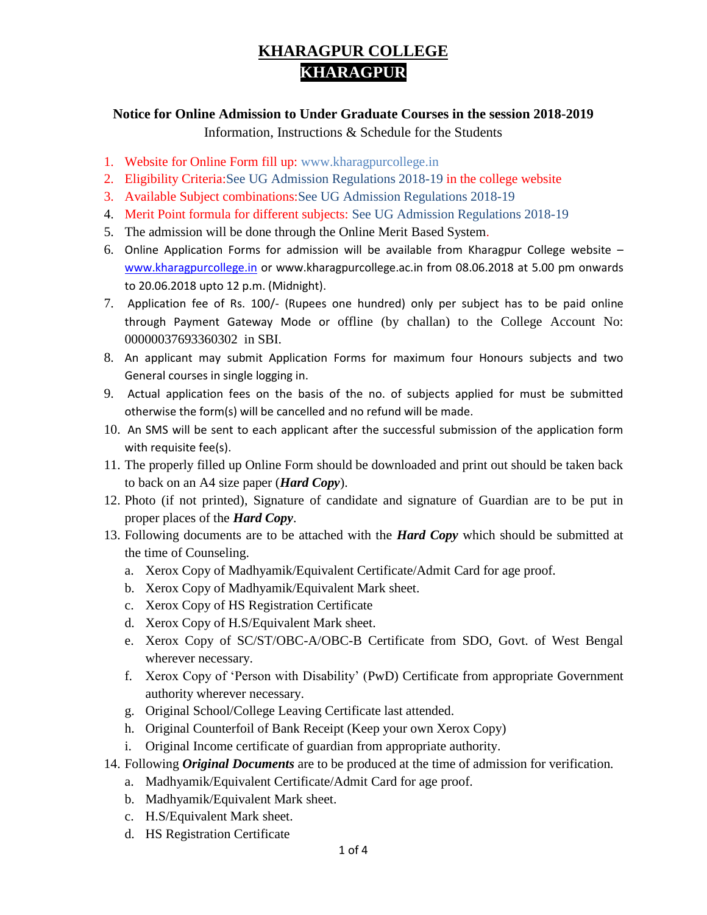# KHARAGPUR COLLEGE

## KHARAGPUR

### Notice for Online Admission to Under Graduate Courses in the session 2018-2019

Information, Instructions & Schedule for the Students

1. Website for Online Form fill up: www.kharagpurcollege.in
2. Eligibility Criteria:See UG Admission Regulations 2018-19 in the college website
3. Available Subject combinations:See UG Admission Regulations 2018-19
4. Merit Point formula for different subjects: See UG Admission Regulations 2018-19
5. The admission will be done through the Online Merit Based System.
6. Online Application Forms for admission will be available from Kharagpur College website – www.kharagpurcollege.in or www.kharagpurcollege.ac.in from 08.06.2018 at 5.00 pm onwards to 20.06.2018 upto 12 p.m. (Midnight).
7. Application fee of Rs. 100/- (Rupees one hundred) only per subject has to be paid online through Payment Gateway Mode or offline (by challan) to the College Account No: 00000037693360302 in SBI.
8. An applicant may submit Application Forms for maximum four Honours subjects and two General courses in single logging in.
9. Actual application fees on the basis of the no. of subjects applied for must be submitted otherwise the form(s) will be cancelled and no refund will be made.
10. An SMS will be sent to each applicant after the successful submission of the application form with requisite fee(s).
11. The properly filled up Online Form should be downloaded and print out should be taken back to back on an A4 size paper (***Hard Copy***).
12. Photo (if not printed), Signature of candidate and signature of Guardian are to be put in proper places of the ***Hard Copy***.
13. Following documents are to be attached with the ***Hard Copy*** which should be submitted at the time of Counseling.
    a. Xerox Copy of Madhyamik/Equivalent Certificate/Admit Card for age proof.
    b. Xerox Copy of Madhyamik/Equivalent Mark sheet.
    c. Xerox Copy of HS Registration Certificate
    d. Xerox Copy of H.S/Equivalent Mark sheet.
    e. Xerox Copy of SC/ST/OBC-A/OBC-B Certificate from SDO, Govt. of West Bengal wherever necessary.
    f. Xerox Copy of 'Person with Disability' (PwD) Certificate from appropriate Government authority wherever necessary.
    g. Original School/College Leaving Certificate last attended.
    h. Original Counterfoil of Bank Receipt (Keep your own Xerox Copy)
    i. Original Income certificate of guardian from appropriate authority.
14. Following ***Original Documents*** are to be produced at the time of admission for verification.
    a. Madhyamik/Equivalent Certificate/Admit Card for age proof.
    b. Madhyamik/Equivalent Mark sheet.
    c. H.S/Equivalent Mark sheet.
    d. HS Registration Certificate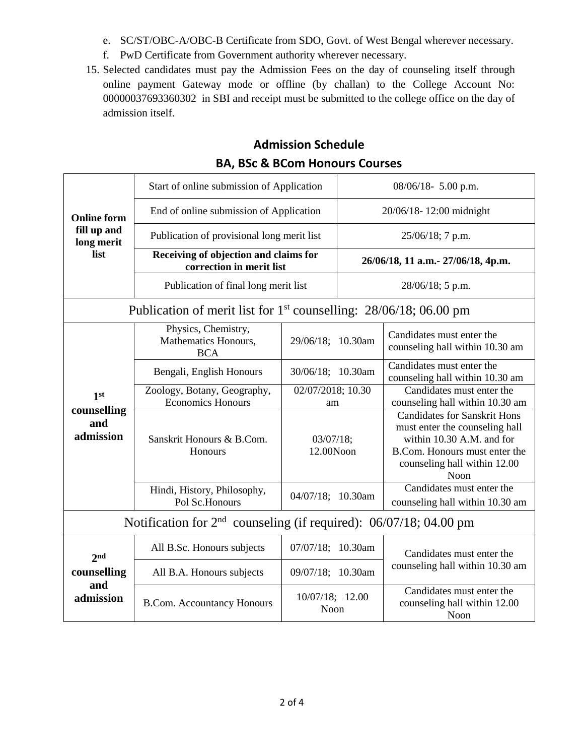e. SC/ST/OBC-A/OBC-B Certificate from SDO, Govt. of West Bengal wherever necessary.
f. PwD Certificate from Government authority wherever necessary.

15. Selected candidates must pay the Admission Fees on the day of counseling itself through online payment Gateway mode or offline (by challan) to the College Account No: 00000037693360302 in SBI and receipt must be submitted to the college office on the day of admission itself.

## Admission Schedule

## BA, BSc & BCom Honours Courses

| | | | |
|---|---|---|---|
| **Online form fill up and long merit list** | Start of online submission of Application | 08/06/18- 5.00 p.m. | |
| | End of online submission of Application | 20/06/18- 12:00 midnight | |
| | Publication of provisional long merit list | 25/06/18; 7 p.m. | |
| | **Receiving of objection and claims for correction in merit list** | **26/06/18, 11 a.m.- 27/06/18, 4p.m.** | |
| | Publication of final long merit list | 28/06/18; 5 p.m. | |
| Publication of merit list for 1st counselling: 28/06/18; 06.00 pm | | | |
| **1st counselling and admission** | Physics, Chemistry, Mathematics Honours, BCA | 29/06/18; 10.30am | Candidates must enter the counseling hall within 10.30 am |
| | Bengali, English Honours | 30/06/18; 10.30am | Candidates must enter the counseling hall within 10.30 am |
| | Zoology, Botany, Geography, Economics Honours | 02/07/2018; 10.30 am | Candidates must enter the counseling hall within 10.30 am |
| | Sanskrit Honours & B.Com. Honours | 03/07/18; 12.00Noon | Candidates for Sanskrit Hons must enter the counseling hall within 10.30 A.M. and for B.Com. Honours must enter the counseling hall within 12.00 Noon |
| | Hindi, History, Philosophy, Pol Sc.Honours | 04/07/18; 10.30am | Candidates must enter the counseling hall within 10.30 am |
| Notification for 2nd counseling (if required): 06/07/18; 04.00 pm | | | |
| **2nd counselling and admission** | All B.Sc. Honours subjects | 07/07/18; 10.30am | Candidates must enter the counseling hall within 10.30 am |
| | All B.A. Honours subjects | 09/07/18; 10.30am | |
| | B.Com. Accountancy Honours | 10/07/18; 12.00 Noon | Candidates must enter the counseling hall within 12.00 Noon |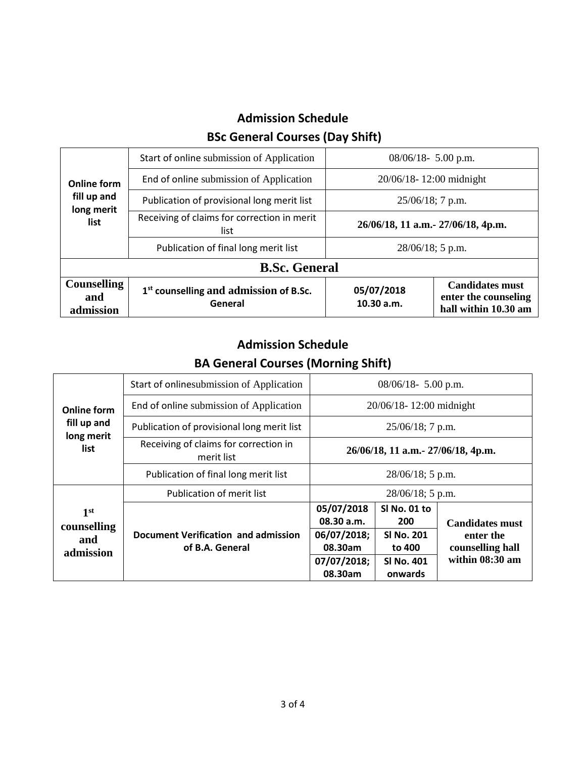## Admission Schedule

### BSc General Courses (Day Shift)

| | | | |
|---|---|---|---|
| **Online form fill up and long merit list** | Start of online submission of Application | 08/06/18- 5.00 p.m. | |
| | End of online submission of Application | 20/06/18- 12:00 midnight | |
| | Publication of provisional long merit list | 25/06/18; 7 p.m. | |
| | Receiving of claims for correction in merit list | **26/06/18, 11 a.m.- 27/06/18, 4p.m.** | |
| | Publication of final long merit list | 28/06/18; 5 p.m. | |
| **B.Sc. General** | | | |
| **Counselling and admission** | **1st counselling and admission of B.Sc. General** | **05/07/2018 10.30 a.m.** | **Candidates must enter the counseling hall within 10.30 am** |

## Admission Schedule

### BA General Courses (Morning Shift)

| | | | | |
|---|---|---|---|---|
| **Online form fill up and long merit list** | Start of onlinesubmission of Application | 08/06/18- 5.00 p.m. | | |
| | End of online submission of Application | 20/06/18- 12:00 midnight | | |
| | Publication of provisional long merit list | 25/06/18; 7 p.m. | | |
| | Receiving of claims for correction in merit list | **26/06/18, 11 a.m.- 27/06/18, 4p.m.** | | |
| | Publication of final long merit list | 28/06/18; 5 p.m. | | |
| **1st counselling and admission** | Publication of merit list | 28/06/18; 5 p.m. | | |
| | **Document Verification and admission of B.A. General** | **05/07/2018 08.30 a.m.** | **Sl No. 01 to 200** | **Candidates must enter the counselling hall within 08:30 am** |
| | | **06/07/2018; 08.30am** | **Sl No. 201 to 400** | |
| | | **07/07/2018; 08.30am** | **Sl No. 401 onwards** | |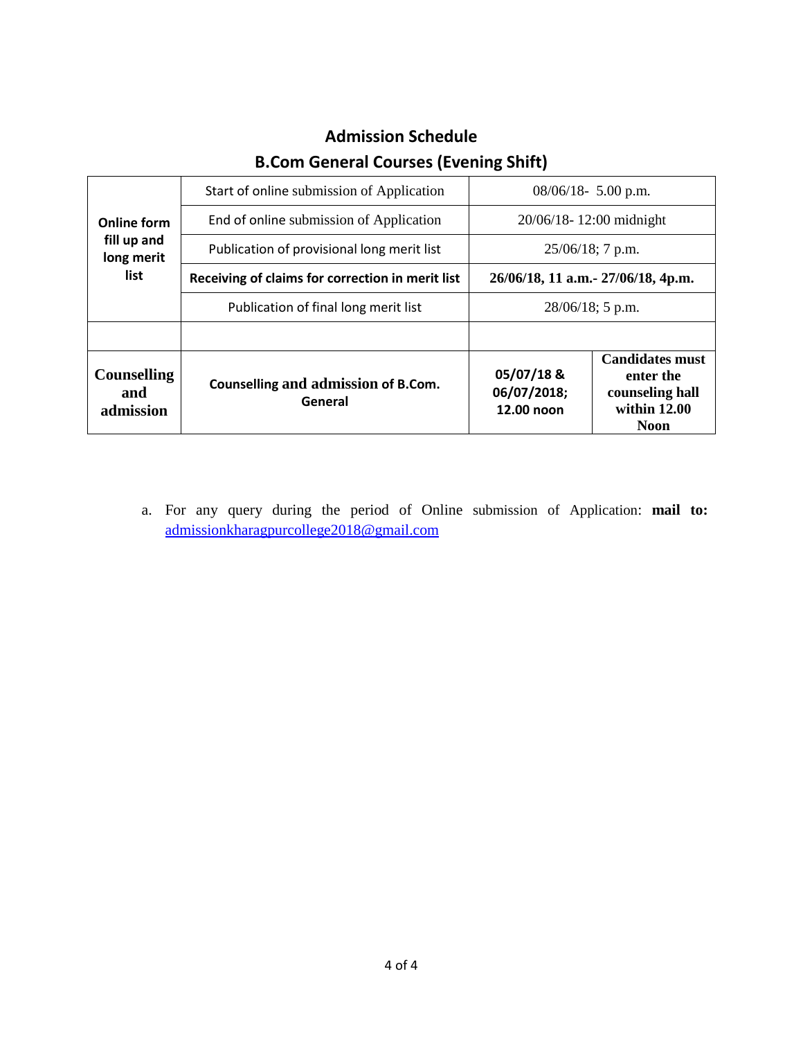## Admission Schedule

## B.Com General Courses (Evening Shift)

| | | | |
|---|---|---|---|
| **Online form fill up and long merit list** | Start of online submission of Application | 08/06/18- 5.00 p.m. | |
| | End of online submission of Application | 20/06/18- 12:00 midnight | |
| | Publication of provisional long merit list | 25/06/18; 7 p.m. | |
| | **Receiving of claims for correction in merit list** | **26/06/18, 11 a.m.- 27/06/18, 4p.m.** | |
| | Publication of final long merit list | 28/06/18; 5 p.m. | |
| | | | |
| **Counselling and admission** | **Counselling and admission of B.Com. General** | **05/07/18 & 06/07/2018; 12.00 noon** | **Candidates must enter the counseling hall within 12.00 Noon** |

a. For any query during the period of Online submission of Application: **mail to:** admissionkharagpurcollege2018@gmail.com